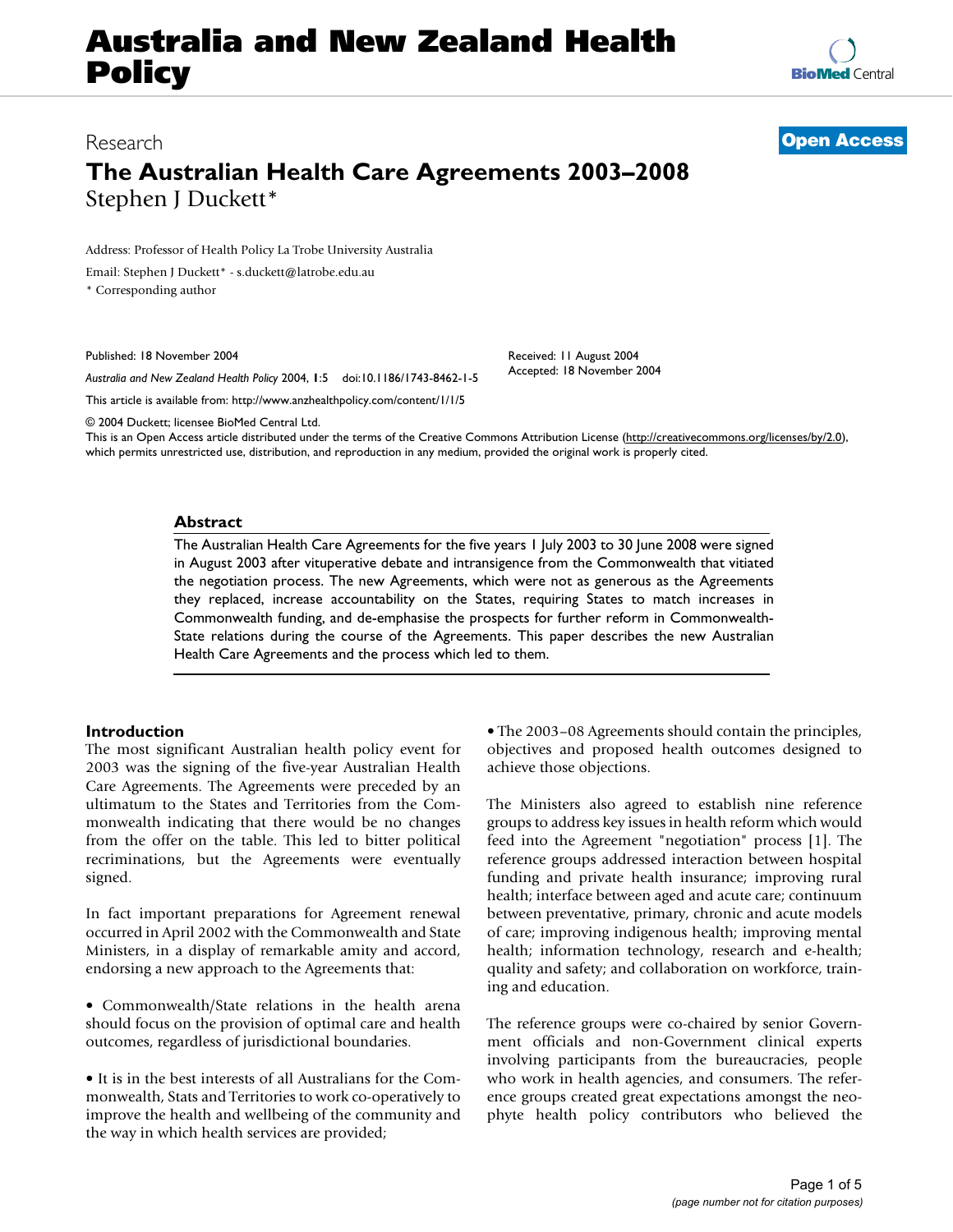# Australia and New Zealand Health Policy

Research

**Open Access**

# The Australian Health Care Agreements 2003–2008

Stephen J Duckett*

Address: Professor of Health Policy La Trobe University Australia

Email: Stephen J Duckett* - s.duckett@latrobe.edu.au

* Corresponding author

Published: 18 November 2004

*Australia and New Zealand Health Policy* 2004, **1**:5 doi:10.1186/1743-8462-1-5

Received: 11 August 2004
Accepted: 18 November 2004

This article is available from: http://www.anzhealthpolicy.com/content/1/1/5

© 2004 Duckett; licensee BioMed Central Ltd.
This is an Open Access article distributed under the terms of the Creative Commons Attribution License (http://creativecommons.org/licenses/by/2.0), which permits unrestricted use, distribution, and reproduction in any medium, provided the original work is properly cited.

## Abstract

The Australian Health Care Agreements for the five years 1 July 2003 to 30 June 2008 were signed in August 2003 after vituperative debate and intransigence from the Commonwealth that vitiated the negotiation process. The new Agreements, which were not as generous as the Agreements they replaced, increase accountability on the States, requiring States to match increases in Commonwealth funding, and de-emphasise the prospects for further reform in Commonwealth-State relations during the course of the Agreements. This paper describes the new Australian Health Care Agreements and the process which led to them.

## Introduction

The most significant Australian health policy event for 2003 was the signing of the five-year Australian Health Care Agreements. The Agreements were preceded by an ultimatum to the States and Territories from the Commonwealth indicating that there would be no changes from the offer on the table. This led to bitter political recriminations, but the Agreements were eventually signed.

In fact important preparations for Agreement renewal occurred in April 2002 with the Commonwealth and State Ministers, in a display of remarkable amity and accord, endorsing a new approach to the Agreements that:

- Commonwealth/State relations in the health arena should focus on the provision of optimal care and health outcomes, regardless of jurisdictional boundaries.

- It is in the best interests of all Australians for the Commonwealth, Stats and Territories to work co-operatively to improve the health and wellbeing of the community and the way in which health services are provided;

- The 2003–08 Agreements should contain the principles, objectives and proposed health outcomes designed to achieve those objections.

The Ministers also agreed to establish nine reference groups to address key issues in health reform which would feed into the Agreement "negotiation" process [1]. The reference groups addressed interaction between hospital funding and private health insurance; improving rural health; interface between aged and acute care; continuum between preventative, primary, chronic and acute models of care; improving indigenous health; improving mental health; information technology, research and e-health; quality and safety; and collaboration on workforce, training and education.

The reference groups were co-chaired by senior Government officials and non-Government clinical experts involving participants from the bureaucracies, people who work in health agencies, and consumers. The reference groups created great expectations amongst the neophyte health policy contributors who believed the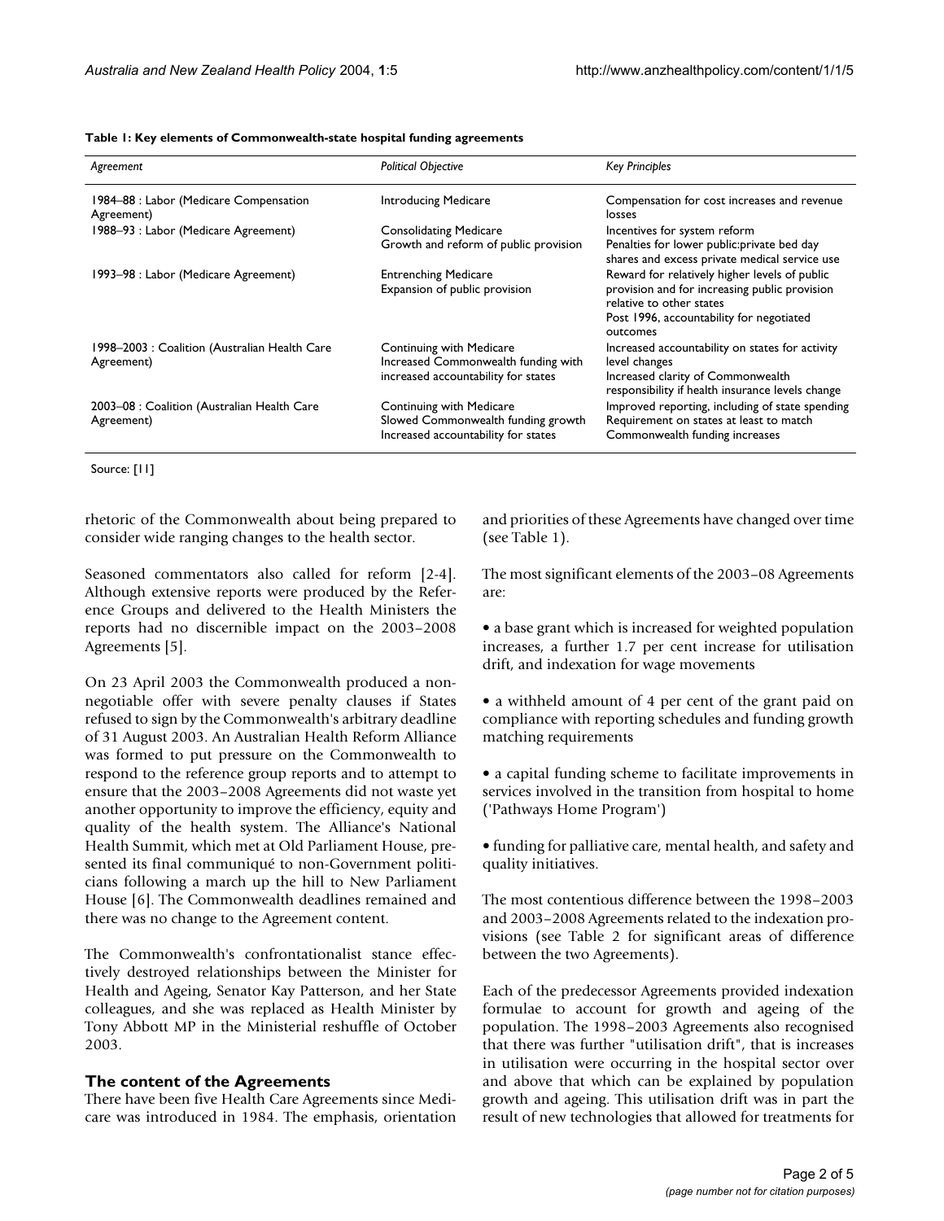**Table 1: Key elements of Commonwealth-state hospital funding agreements**

| *Agreement* | *Political Objective* | *Key Principles* |
|---|---|---|
| 1984–88 : Labor (Medicare Compensation Agreement) | Introducing Medicare | Compensation for cost increases and revenue losses |
| 1988–93 : Labor (Medicare Agreement) | Consolidating Medicare<br>Growth and reform of public provision | Incentives for system reform<br>Penalties for lower public:private bed day shares and excess private medical service use |
| 1993–98 : Labor (Medicare Agreement) | Entrenching Medicare<br>Expansion of public provision | Reward for relatively higher levels of public provision and for increasing public provision relative to other states<br>Post 1996, accountability for negotiated outcomes |
| 1998–2003 : Coalition (Australian Health Care Agreement) | Continuing with Medicare<br>Increased Commonwealth funding with increased accountability for states | Increased accountability on states for activity level changes<br>Increased clarity of Commonwealth responsibility if health insurance levels change |
| 2003–08 : Coalition (Australian Health Care Agreement) | Continuing with Medicare<br>Slowed Commonwealth funding growth<br>Increased accountability for states | Improved reporting, including of state spending<br>Requirement on states at least to match Commonwealth funding increases |

Source: [11]

rhetoric of the Commonwealth about being prepared to consider wide ranging changes to the health sector.

Seasoned commentators also called for reform [2-4]. Although extensive reports were produced by the Reference Groups and delivered to the Health Ministers the reports had no discernible impact on the 2003–2008 Agreements [5].

On 23 April 2003 the Commonwealth produced a non-negotiable offer with severe penalty clauses if States refused to sign by the Commonwealth's arbitrary deadline of 31 August 2003. An Australian Health Reform Alliance was formed to put pressure on the Commonwealth to respond to the reference group reports and to attempt to ensure that the 2003–2008 Agreements did not waste yet another opportunity to improve the efficiency, equity and quality of the health system. The Alliance's National Health Summit, which met at Old Parliament House, presented its final communiqué to non-Government politicians following a march up the hill to New Parliament House [6]. The Commonwealth deadlines remained and there was no change to the Agreement content.

The Commonwealth's confrontationalist stance effectively destroyed relationships between the Minister for Health and Ageing, Senator Kay Patterson, and her State colleagues, and she was replaced as Health Minister by Tony Abbott MP in the Ministerial reshuffle of October 2003.

## The content of the Agreements

There have been five Health Care Agreements since Medicare was introduced in 1984. The emphasis, orientation and priorities of these Agreements have changed over time (see Table 1).

The most significant elements of the 2003–08 Agreements are:

- a base grant which is increased for weighted population increases, a further 1.7 per cent increase for utilisation drift, and indexation for wage movements
- a withheld amount of 4 per cent of the grant paid on compliance with reporting schedules and funding growth matching requirements
- a capital funding scheme to facilitate improvements in services involved in the transition from hospital to home ('Pathways Home Program')
- funding for palliative care, mental health, and safety and quality initiatives.

The most contentious difference between the 1998–2003 and 2003–2008 Agreements related to the indexation provisions (see Table 2 for significant areas of difference between the two Agreements).

Each of the predecessor Agreements provided indexation formulae to account for growth and ageing of the population. The 1998–2003 Agreements also recognised that there was further "utilisation drift", that is increases in utilisation were occurring in the hospital sector over and above that which can be explained by population growth and ageing. This utilisation drift was in part the result of new technologies that allowed for treatments for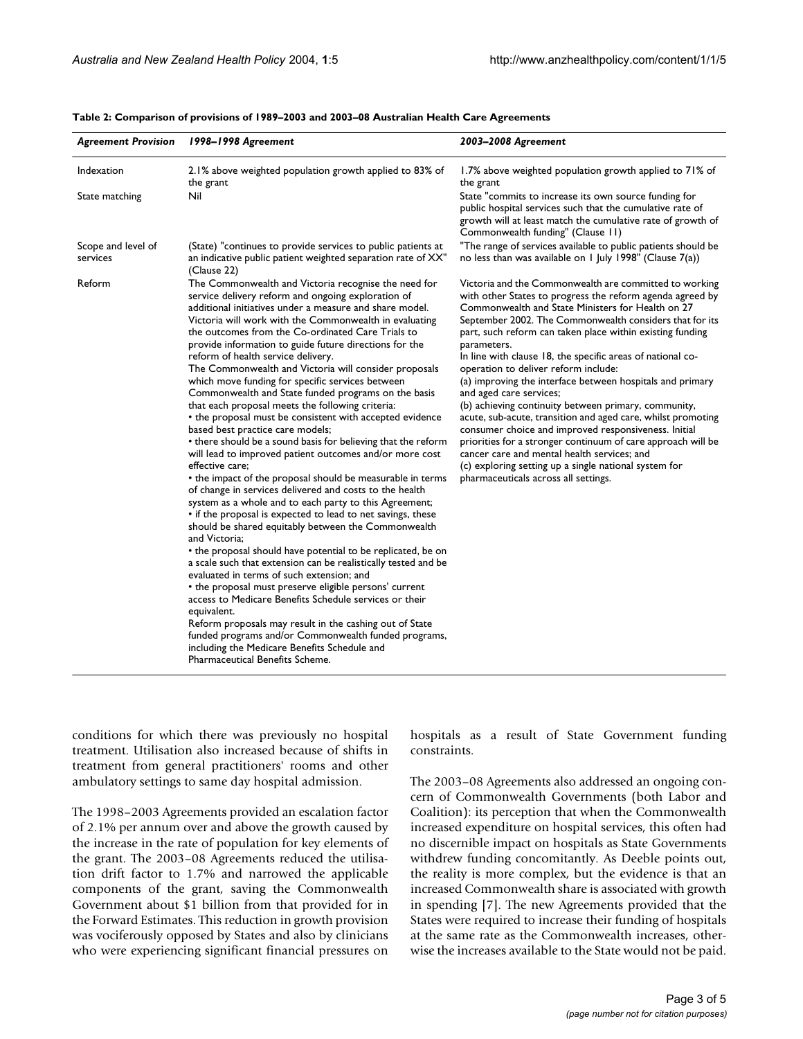**Table 2: Comparison of provisions of 1989–2003 and 2003–08 Australian Health Care Agreements**

| *Agreement Provision* | *1998–1998 Agreement* | *2003–2008 Agreement* |
| --- | --- | --- |
| Indexation | 2.1% above weighted population growth applied to 83% of the grant | 1.7% above weighted population growth applied to 71% of the grant |
| State matching | Nil | State "commits to increase its own source funding for public hospital services such that the cumulative rate of growth will at least match the cumulative rate of growth of Commonwealth funding" (Clause 11) |
| Scope and level of services | (State) "continues to provide services to public patients at an indicative public patient weighted separation rate of XX" (Clause 22) | "The range of services available to public patients should be no less than was available on 1 July 1998" (Clause 7(a)) |
| Reform | The Commonwealth and Victoria recognise the need for service delivery reform and ongoing exploration of additional initiatives under a measure and share model. Victoria will work with the Commonwealth in evaluating the outcomes from the Co-ordinated Care Trials to provide information to guide future directions for the reform of health service delivery.<br>The Commonwealth and Victoria will consider proposals which move funding for specific services between Commonwealth and State funded programs on the basis that each proposal meets the following criteria:<br>• the proposal must be consistent with accepted evidence based best practice care models;<br>• there should be a sound basis for believing that the reform will lead to improved patient outcomes and/or more cost effective care;<br>• the impact of the proposal should be measurable in terms of change in services delivered and costs to the health system as a whole and to each party to this Agreement;<br>• if the proposal is expected to lead to net savings, these should be shared equitably between the Commonwealth and Victoria;<br>• the proposal should have potential to be replicated, be on a scale such that extension can be realistically tested and be evaluated in terms of such extension; and<br>• the proposal must preserve eligible persons' current access to Medicare Benefits Schedule services or their equivalent.<br>Reform proposals may result in the cashing out of State funded programs and/or Commonwealth funded programs, including the Medicare Benefits Schedule and Pharmaceutical Benefits Scheme. | Victoria and the Commonwealth are committed to working with other States to progress the reform agenda agreed by Commonwealth and State Ministers for Health on 27 September 2002. The Commonwealth considers that for its part, such reform can taken place within existing funding parameters.<br>In line with clause 18, the specific areas of national co-operation to deliver reform include:<br>(a) improving the interface between hospitals and primary and aged care services;<br>(b) achieving continuity between primary, community, acute, sub-acute, transition and aged care, whilst promoting consumer choice and improved responsiveness. Initial priorities for a stronger continuum of care approach will be cancer care and mental health services; and<br>(c) exploring setting up a single national system for pharmaceuticals across all settings. |

conditions for which there was previously no hospital treatment. Utilisation also increased because of shifts in treatment from general practitioners' rooms and other ambulatory settings to same day hospital admission.

The 1998–2003 Agreements provided an escalation factor of 2.1% per annum over and above the growth caused by the increase in the rate of population for key elements of the grant. The 2003–08 Agreements reduced the utilisation drift factor to 1.7% and narrowed the applicable components of the grant, saving the Commonwealth Government about $1 billion from that provided for in the Forward Estimates. This reduction in growth provision was vociferously opposed by States and also by clinicians who were experiencing significant financial pressures on hospitals as a result of State Government funding constraints.

The 2003–08 Agreements also addressed an ongoing concern of Commonwealth Governments (both Labor and Coalition): its perception that when the Commonwealth increased expenditure on hospital services, this often had no discernible impact on hospitals as State Governments withdrew funding concomitantly. As Deeble points out, the reality is more complex, but the evidence is that an increased Commonwealth share is associated with growth in spending [7]. The new Agreements provided that the States were required to increase their funding of hospitals at the same rate as the Commonwealth increases, otherwise the increases available to the State would not be paid.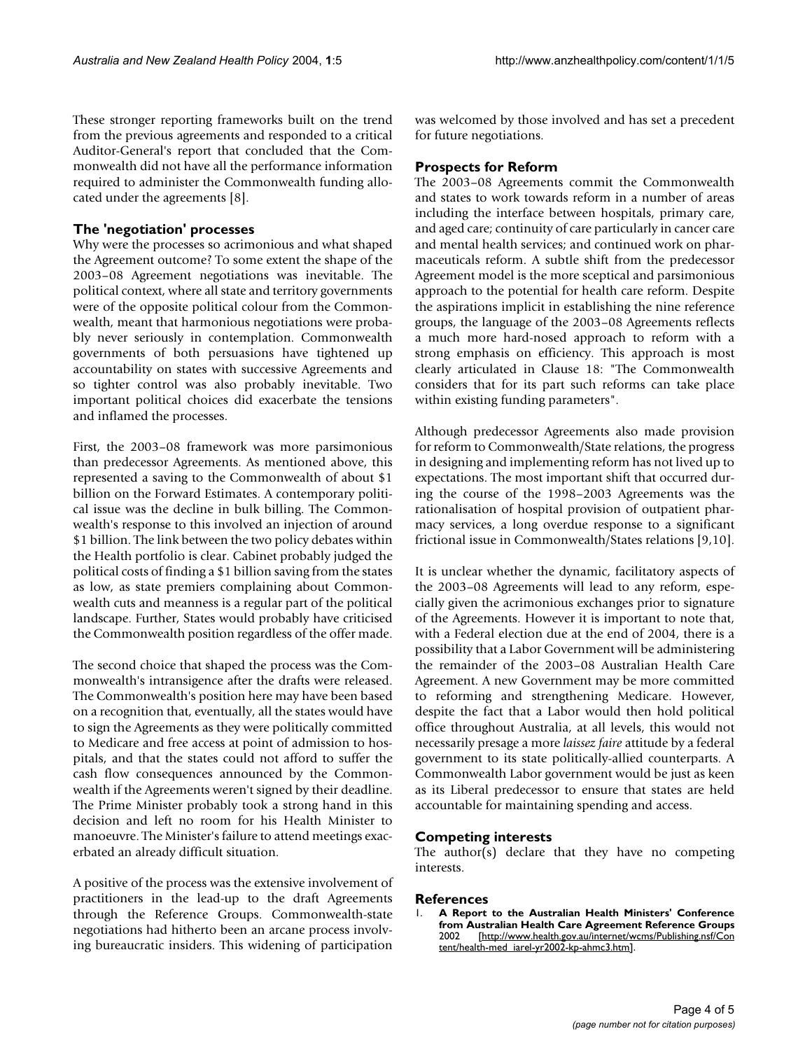These stronger reporting frameworks built on the trend from the previous agreements and responded to a critical Auditor-General's report that concluded that the Commonwealth did not have all the performance information required to administer the Commonwealth funding allocated under the agreements [8].

## The 'negotiation' processes

Why were the processes so acrimonious and what shaped the Agreement outcome? To some extent the shape of the 2003–08 Agreement negotiations was inevitable. The political context, where all state and territory governments were of the opposite political colour from the Commonwealth, meant that harmonious negotiations were probably never seriously in contemplation. Commonwealth governments of both persuasions have tightened up accountability on states with successive Agreements and so tighter control was also probably inevitable. Two important political choices did exacerbate the tensions and inflamed the processes.

First, the 2003–08 framework was more parsimonious than predecessor Agreements. As mentioned above, this represented a saving to the Commonwealth of about $1 billion on the Forward Estimates. A contemporary political issue was the decline in bulk billing. The Commonwealth's response to this involved an injection of around $1 billion. The link between the two policy debates within the Health portfolio is clear. Cabinet probably judged the political costs of finding a $1 billion saving from the states as low, as state premiers complaining about Commonwealth cuts and meanness is a regular part of the political landscape. Further, States would probably have criticised the Commonwealth position regardless of the offer made.

The second choice that shaped the process was the Commonwealth's intransigence after the drafts were released. The Commonwealth's position here may have been based on a recognition that, eventually, all the states would have to sign the Agreements as they were politically committed to Medicare and free access at point of admission to hospitals, and that the states could not afford to suffer the cash flow consequences announced by the Commonwealth if the Agreements weren't signed by their deadline. The Prime Minister probably took a strong hand in this decision and left no room for his Health Minister to manoeuvre. The Minister's failure to attend meetings exacerbated an already difficult situation.

A positive of the process was the extensive involvement of practitioners in the lead-up to the draft Agreements through the Reference Groups. Commonwealth-state negotiations had hitherto been an arcane process involving bureaucratic insiders. This widening of participation was welcomed by those involved and has set a precedent for future negotiations.

## Prospects for Reform

The 2003–08 Agreements commit the Commonwealth and states to work towards reform in a number of areas including the interface between hospitals, primary care, and aged care; continuity of care particularly in cancer care and mental health services; and continued work on pharmaceuticals reform. A subtle shift from the predecessor Agreement model is the more sceptical and parsimonious approach to the potential for health care reform. Despite the aspirations implicit in establishing the nine reference groups, the language of the 2003–08 Agreements reflects a much more hard-nosed approach to reform with a strong emphasis on efficiency. This approach is most clearly articulated in Clause 18: "The Commonwealth considers that for its part such reforms can take place within existing funding parameters".

Although predecessor Agreements also made provision for reform to Commonwealth/State relations, the progress in designing and implementing reform has not lived up to expectations. The most important shift that occurred during the course of the 1998–2003 Agreements was the rationalisation of hospital provision of outpatient pharmacy services, a long overdue response to a significant frictional issue in Commonwealth/States relations [9,10].

It is unclear whether the dynamic, facilitatory aspects of the 2003–08 Agreements will lead to any reform, especially given the acrimonious exchanges prior to signature of the Agreements. However it is important to note that, with a Federal election due at the end of 2004, there is a possibility that a Labor Government will be administering the remainder of the 2003–08 Australian Health Care Agreement. A new Government may be more committed to reforming and strengthening Medicare. However, despite the fact that a Labor would then hold political office throughout Australia, at all levels, this would not necessarily presage a more *laissez faire* attitude by a federal government to its state politically-allied counterparts. A Commonwealth Labor government would be just as keen as its Liberal predecessor to ensure that states are held accountable for maintaining spending and access.

## Competing interests

The author(s) declare that they have no competing interests.

## References

1. **A Report to the Australian Health Ministers' Conference from Australian Health Care Agreement Reference Groups** 2002 [http://www.health.gov.au/internet/wcms/Publishing.nsf/Content/health-med iarel-yr2002-kp-ahmc3.htm].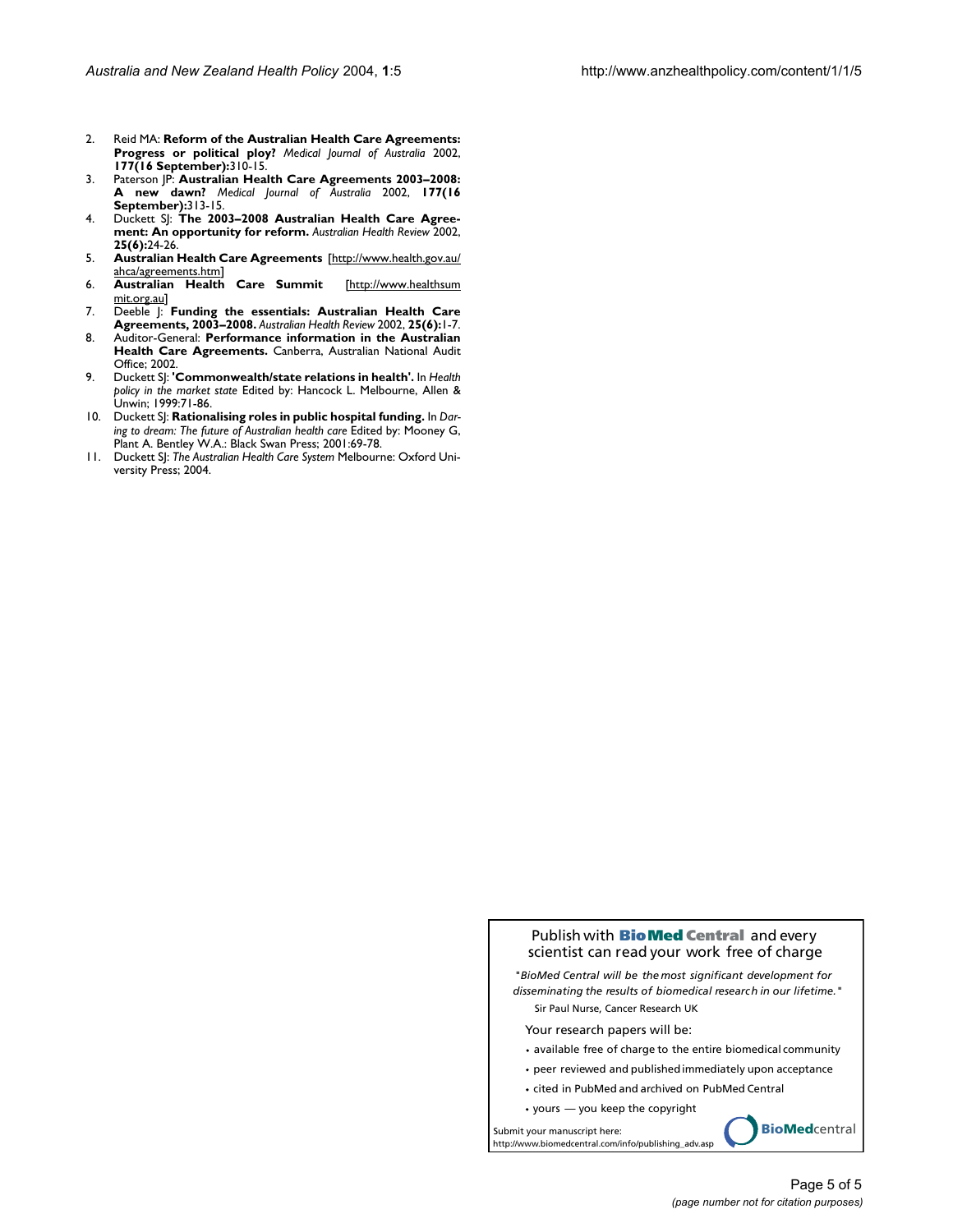2. Reid MA: **Reform of the Australian Health Care Agreements: Progress or political ploy?** *Medical Journal of Australia* 2002, **177(16 September):**310-15.
3. Paterson JP: **Australian Health Care Agreements 2003–2008: A new dawn?** *Medical Journal of Australia* 2002, **177(16 September):**313-15.
4. Duckett SJ: **The 2003–2008 Australian Health Care Agreement: An opportunity for reform.** *Australian Health Review* 2002, **25(6):**24-26.
5. **Australian Health Care Agreements** [http://www.health.gov.au/ahca/agreements.htm]
6. **Australian Health Care Summit** [http://www.healthsummit.org.au]
7. Deeble J: **Funding the essentials: Australian Health Care Agreements, 2003–2008.** *Australian Health Review* 2002, **25(6):**1-7.
8. Auditor-General: **Performance information in the Australian Health Care Agreements.** Canberra, Australian National Audit Office; 2002.
9. Duckett SJ: **'Commonwealth/state relations in health'.** In *Health policy in the market state* Edited by: Hancock L. Melbourne, Allen & Unwin; 1999:71-86.
10. Duckett SJ: **Rationalising roles in public hospital funding.** In *Daring to dream: The future of Australian health care* Edited by: Mooney G, Plant A. Bentley W.A.: Black Swan Press; 2001:69-78.
11. Duckett SJ: *The Australian Health Care System* Melbourne: Oxford University Press; 2004.

Publish with **BioMed Central** and every scientist can read your work free of charge

*"BioMed Central will be the most significant development for disseminating the results of biomedical research in our lifetime."*
Sir Paul Nurse, Cancer Research UK

Your research papers will be:

- available free of charge to the entire biomedical community
- peer reviewed and published immediately upon acceptance
- cited in PubMed and archived on PubMed Central
- yours — you keep the copyright

Submit your manuscript here:
http://www.biomedcentral.com/info/publishing_adv.asp

**BioMed**central